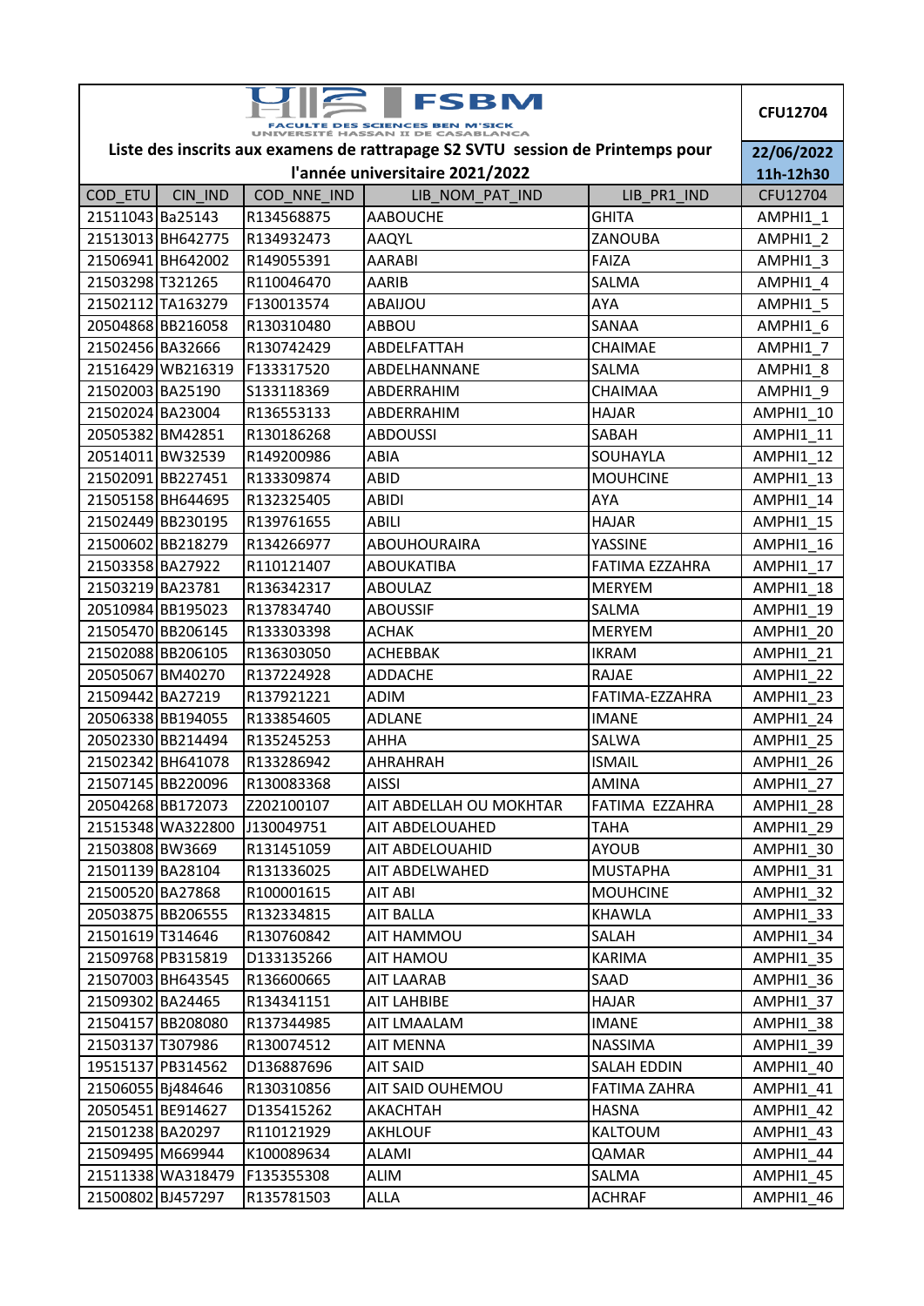FSBM

FACULTE DES SCIENCES BEN M'SICK
UNIVERSITE HASSAN II DE CASABLANCA

**Liste des inscrits aux examens de rattrapage S2 SVTU session de Printemps pour l'année universitaire 2021/2022**

**CFU12704**

**22/06/2022**
**11h-12h30**

| COD_ETU | CIN_IND | COD_NNE_IND | LIB_NOM_PAT_IND | LIB_PR1_IND | CFU12704 |
|---|---|---|---|---|---|
| 21511043 | Ba25143 | R134568875 | AABOUCHE | GHITA | AMPHI1_1 |
| 21513013 | BH642775 | R134932473 | AAQYL | ZANOUBA | AMPHI1_2 |
| 21506941 | BH642002 | R149055391 | AARABI | FAIZA | AMPHI1_3 |
| 21503298 | T321265 | R110046470 | AARIB | SALMA | AMPHI1_4 |
| 21502112 | TA163279 | F130013574 | ABAIJOU | AYA | AMPHI1_5 |
| 20504868 | BB216058 | R130310480 | ABBOU | SANAA | AMPHI1_6 |
| 21502456 | BA32666 | R130742429 | ABDELFATTAH | CHAIMAE | AMPHI1_7 |
| 21516429 | WB216319 | F133317520 | ABDELHANNANE | SALMA | AMPHI1_8 |
| 21502003 | BA25190 | S133118369 | ABDERRAHIM | CHAIMAA | AMPHI1_9 |
| 21502024 | BA23004 | R136553133 | ABDERRAHIM | HAJAR | AMPHI1_10 |
| 20505382 | BM42851 | R130186268 | ABDOUSSI | SABAH | AMPHI1_11 |
| 20514011 | BW32539 | R149200986 | ABIA | SOUHAYLA | AMPHI1_12 |
| 21502091 | BB227451 | R133309874 | ABID | MOUHCINE | AMPHI1_13 |
| 21505158 | BH644695 | R132325405 | ABIDI | AYA | AMPHI1_14 |
| 21502449 | BB230195 | R139761655 | ABILI | HAJAR | AMPHI1_15 |
| 21500602 | BB218279 | R134266977 | ABOUHOURAIRA | YASSINE | AMPHI1_16 |
| 21503358 | BA27922 | R110121407 | ABOUKATIBA | FATIMA EZZAHRA | AMPHI1_17 |
| 21503219 | BA23781 | R136342317 | ABOULAZ | MERYEM | AMPHI1_18 |
| 20510984 | BB195023 | R137834740 | ABOUSSIF | SALMA | AMPHI1_19 |
| 21505470 | BB206145 | R133303398 | ACHAK | MERYEM | AMPHI1_20 |
| 21502088 | BB206105 | R136303050 | ACHEBBAK | IKRAM | AMPHI1_21 |
| 20505067 | BM40270 | R137224928 | ADDACHE | RAJAE | AMPHI1_22 |
| 21509442 | BA27219 | R137921221 | ADIM | FATIMA-EZZAHRA | AMPHI1_23 |
| 20506338 | BB194055 | R133854605 | ADLANE | IMANE | AMPHI1_24 |
| 20502330 | BB214494 | R135245253 | AHHA | SALWA | AMPHI1_25 |
| 21502342 | BH641078 | R133286942 | AHRAHRAH | ISMAIL | AMPHI1_26 |
| 21507145 | BB220096 | R130083368 | AISSI | AMINA | AMPHI1_27 |
| 20504268 | BB172073 | Z202100107 | AIT ABDELLAH OU MOKHTAR | FATIMA EZZAHRA | AMPHI1_28 |
| 21515348 | WA322800 | J130049751 | AIT ABDELOUAHED | TAHA | AMPHI1_29 |
| 21503808 | BW3669 | R131451059 | AIT ABDELOUAHID | AYOUB | AMPHI1_30 |
| 21501139 | BA28104 | R131336025 | AIT ABDELWAHED | MUSTAPHA | AMPHI1_31 |
| 21500520 | BA27868 | R100001615 | AIT ABI | MOUHCINE | AMPHI1_32 |
| 20503875 | BB206555 | R132334815 | AIT BALLA | KHAWLA | AMPHI1_33 |
| 21501619 | T314646 | R130760842 | AIT HAMMOU | SALAH | AMPHI1_34 |
| 21509768 | PB315819 | D133135266 | AIT HAMOU | KARIMA | AMPHI1_35 |
| 21507003 | BH643545 | R136600665 | AIT LAARAB | SAAD | AMPHI1_36 |
| 21509302 | BA24465 | R134341151 | AIT LAHBIBE | HAJAR | AMPHI1_37 |
| 21504157 | BB208080 | R137344985 | AIT LMAALAM | IMANE | AMPHI1_38 |
| 21503137 | T307986 | R130074512 | AIT MENNA | NASSIMA | AMPHI1_39 |
| 19515137 | PB314562 | D136887696 | AIT SAID | SALAH EDDIN | AMPHI1_40 |
| 21506055 | Bj484646 | R130310856 | AIT SAID OUHEMOU | FATIMA ZAHRA | AMPHI1_41 |
| 20505451 | BE914627 | D135415262 | AKACHTAH | HASNA | AMPHI1_42 |
| 21501238 | BA20297 | R110121929 | AKHLOUF | KALTOUM | AMPHI1_43 |
| 21509495 | M669944 | K100089634 | ALAMI | QAMAR | AMPHI1_44 |
| 21511338 | WA318479 | F135355308 | ALIM | SALMA | AMPHI1_45 |
| 21500802 | BJ457297 | R135781503 | ALLA | ACHRAF | AMPHI1_46 |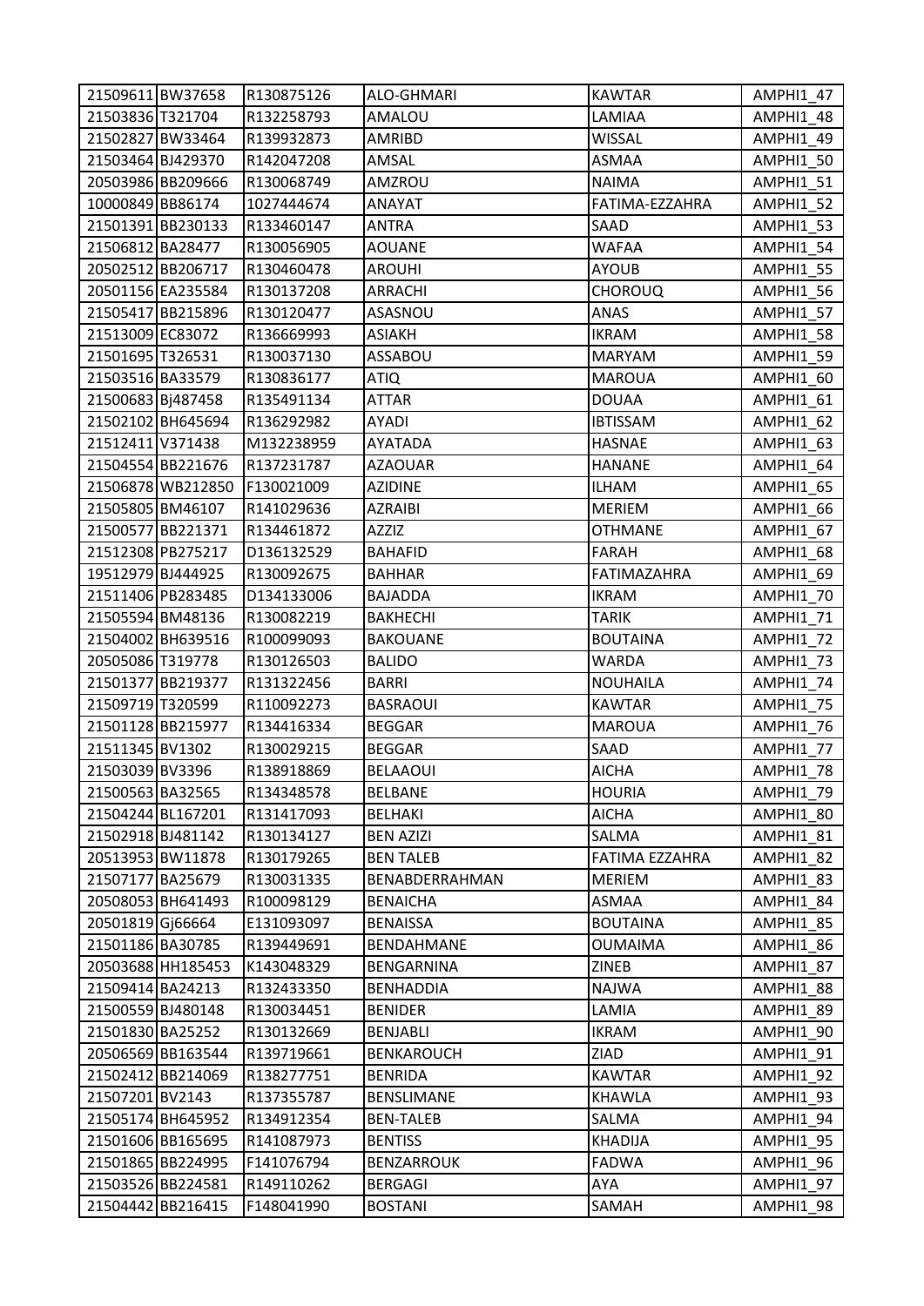| | | | | | |
|---|---|---|---|---|---|
| 21509611 | BW37658 | R130875126 | ALO-GHMARI | KAWTAR | AMPHI1_47 |
| 21503836 | T321704 | R132258793 | AMALOU | LAMIAA | AMPHI1_48 |
| 21502827 | BW33464 | R139932873 | AMRIBD | WISSAL | AMPHI1_49 |
| 21503464 | BJ429370 | R142047208 | AMSAL | ASMAA | AMPHI1_50 |
| 20503986 | BB209666 | R130068749 | AMZROU | NAIMA | AMPHI1_51 |
| 10000849 | BB86174 | 1027444674 | ANAYAT | FATIMA-EZZAHRA | AMPHI1_52 |
| 21501391 | BB230133 | R133460147 | ANTRA | SAAD | AMPHI1_53 |
| 21506812 | BA28477 | R130056905 | AOUANE | WAFAA | AMPHI1_54 |
| 20502512 | BB206717 | R130460478 | AROUHI | AYOUB | AMPHI1_55 |
| 20501156 | EA235584 | R130137208 | ARRACHI | CHOROUQ | AMPHI1_56 |
| 21505417 | BB215896 | R130120477 | ASASNOU | ANAS | AMPHI1_57 |
| 21513009 | EC83072 | R136669993 | ASIAKH | IKRAM | AMPHI1_58 |
| 21501695 | T326531 | R130037130 | ASSABOU | MARYAM | AMPHI1_59 |
| 21503516 | BA33579 | R130836177 | ATIQ | MAROUA | AMPHI1_60 |
| 21500683 | Bj487458 | R135491134 | ATTAR | DOUAA | AMPHI1_61 |
| 21502102 | BH645694 | R136292982 | AYADI | IBTISSAM | AMPHI1_62 |
| 21512411 | V371438 | M132238959 | AYATADA | HASNAE | AMPHI1_63 |
| 21504554 | BB221676 | R137231787 | AZAOUAR | HANANE | AMPHI1_64 |
| 21506878 | WB212850 | F130021009 | AZIDINE | ILHAM | AMPHI1_65 |
| 21505805 | BM46107 | R141029636 | AZRAIBI | MERIEM | AMPHI1_66 |
| 21500577 | BB221371 | R134461872 | AZZIZ | OTHMANE | AMPHI1_67 |
| 21512308 | PB275217 | D136132529 | BAHAFID | FARAH | AMPHI1_68 |
| 19512979 | BJ444925 | R130092675 | BAHHAR | FATIMAZAHRA | AMPHI1_69 |
| 21511406 | PB283485 | D134133006 | BAJADDA | IKRAM | AMPHI1_70 |
| 21505594 | BM48136 | R130082219 | BAKHECHI | TARIK | AMPHI1_71 |
| 21504002 | BH639516 | R100099093 | BAKOUANE | BOUTAINA | AMPHI1_72 |
| 20505086 | T319778 | R130126503 | BALIDO | WARDA | AMPHI1_73 |
| 21501377 | BB219377 | R131322456 | BARRI | NOUHAILA | AMPHI1_74 |
| 21509719 | T320599 | R110092273 | BASRAOUI | KAWTAR | AMPHI1_75 |
| 21501128 | BB215977 | R134416334 | BEGGAR | MAROUA | AMPHI1_76 |
| 21511345 | BV1302 | R130029215 | BEGGAR | SAAD | AMPHI1_77 |
| 21503039 | BV3396 | R138918869 | BELAAOUI | AICHA | AMPHI1_78 |
| 21500563 | BA32565 | R134348578 | BELBANE | HOURIA | AMPHI1_79 |
| 21504244 | BL167201 | R131417093 | BELHAKI | AICHA | AMPHI1_80 |
| 21502918 | BJ481142 | R130134127 | BEN AZIZI | SALMA | AMPHI1_81 |
| 20513953 | BW11878 | R130179265 | BEN TALEB | FATIMA EZZAHRA | AMPHI1_82 |
| 21507177 | BA25679 | R130031335 | BENABDERRAHMAN | MERIEM | AMPHI1_83 |
| 20508053 | BH641493 | R100098129 | BENAICHA | ASMAA | AMPHI1_84 |
| 20501819 | Gj66664 | E131093097 | BENAISSA | BOUTAINA | AMPHI1_85 |
| 21501186 | BA30785 | R139449691 | BENDAHMANE | OUMAIMA | AMPHI1_86 |
| 20503688 | HH185453 | K143048329 | BENGARNINA | ZINEB | AMPHI1_87 |
| 21509414 | BA24213 | R132433350 | BENHADDIA | NAJWA | AMPHI1_88 |
| 21500559 | BJ480148 | R130034451 | BENIDER | LAMIA | AMPHI1_89 |
| 21501830 | BA25252 | R130132669 | BENJABLI | IKRAM | AMPHI1_90 |
| 20506569 | BB163544 | R139719661 | BENKAROUCH | ZIAD | AMPHI1_91 |
| 21502412 | BB214069 | R138277751 | BENRIDA | KAWTAR | AMPHI1_92 |
| 21507201 | BV2143 | R137355787 | BENSLIMANE | KHAWLA | AMPHI1_93 |
| 21505174 | BH645952 | R134912354 | BEN-TALEB | SALMA | AMPHI1_94 |
| 21501606 | BB165695 | R141087973 | BENTISS | KHADIJA | AMPHI1_95 |
| 21501865 | BB224995 | F141076794 | BENZARROUK | FADWA | AMPHI1_96 |
| 21503526 | BB224581 | R149110262 | BERGAGI | AYA | AMPHI1_97 |
| 21504442 | BB216415 | F148041990 | BOSTANI | SAMAH | AMPHI1_98 |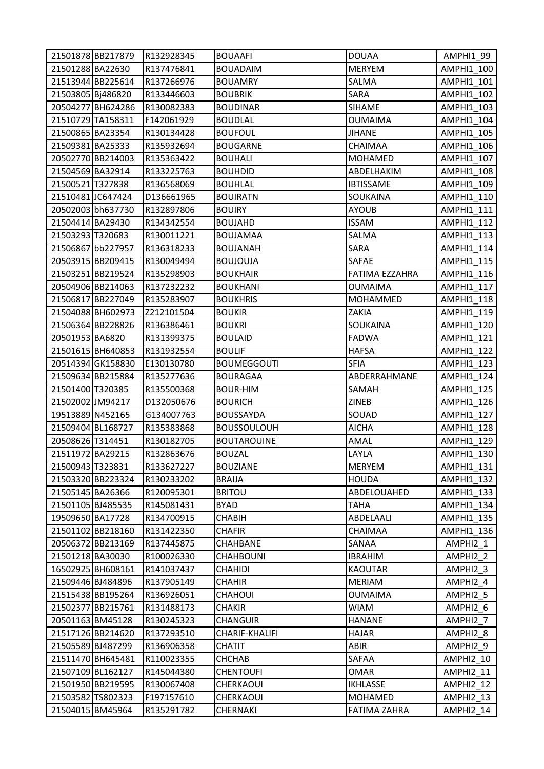| | | | | | |
|---|---|---|---|---|---|
| 21501878 | BB217879 | R132928345 | BOUAAFI | DOUAA | AMPHI1_99 |
| 21501288 | BA22630 | R137476841 | BOUADAIM | MERYEM | AMPHI1_100 |
| 21513944 | BB225614 | R137266976 | BOUAMRY | SALMA | AMPHI1_101 |
| 21503805 | Bj486820 | R133446603 | BOUBRIK | SARA | AMPHI1_102 |
| 20504277 | BH624286 | R130082383 | BOUDINAR | SIHAME | AMPHI1_103 |
| 21510729 | TA158311 | F142061929 | BOUDLAL | OUMAIMA | AMPHI1_104 |
| 21500865 | BA23354 | R130134428 | BOUFOUL | JIHANE | AMPHI1_105 |
| 21509381 | BA25333 | R135932694 | BOUGARNE | CHAIMAA | AMPHI1_106 |
| 20502770 | BB214003 | R135363422 | BOUHALI | MOHAMED | AMPHI1_107 |
| 21504569 | BA32914 | R133225763 | BOUHDID | ABDELHAKIM | AMPHI1_108 |
| 21500521 | T327838 | R136568069 | BOUHLAL | IBTISSAME | AMPHI1_109 |
| 21510481 | JC647424 | D136661965 | BOUIRATN | SOUKAINA | AMPHI1_110 |
| 20502003 | bh637730 | R132897806 | BOUIRY | AYOUB | AMPHI1_111 |
| 21504414 | BA29430 | R134342554 | BOUJAHD | ISSAM | AMPHI1_112 |
| 21503293 | T320683 | R130011221 | BOUJAMAA | SALMA | AMPHI1_113 |
| 21506867 | bb227957 | R136318233 | BOUJANAH | SARA | AMPHI1_114 |
| 20503915 | BB209415 | R130049494 | BOUJOUJA | SAFAE | AMPHI1_115 |
| 21503251 | BB219524 | R135298903 | BOUKHAIR | FATIMA EZZAHRA | AMPHI1_116 |
| 20504906 | BB214063 | R137232232 | BOUKHANI | OUMAIMA | AMPHI1_117 |
| 21506817 | BB227049 | R135283907 | BOUKHRIS | MOHAMMED | AMPHI1_118 |
| 21504088 | BH602973 | Z212101504 | BOUKIR | ZAKIA | AMPHI1_119 |
| 21506364 | BB228826 | R136386461 | BOUKRI | SOUKAINA | AMPHI1_120 |
| 20501953 | BA6820 | R131399375 | BOULAID | FADWA | AMPHI1_121 |
| 21501615 | BH640853 | R131932554 | BOULIF | HAFSA | AMPHI1_122 |
| 20514394 | GK158830 | E130130780 | BOUMEGGOUTI | SFIA | AMPHI1_123 |
| 21509634 | BB215884 | R135277636 | BOURAGAA | ABDERRAHMANE | AMPHI1_124 |
| 21501400 | T320385 | R135500368 | BOUR-HIM | SAMAH | AMPHI1_125 |
| 21502002 | JM94217 | D132050676 | BOURICH | ZINEB | AMPHI1_126 |
| 19513889 | N452165 | G134007763 | BOUSSAYDA | SOUAD | AMPHI1_127 |
| 21509404 | BL168727 | R135383868 | BOUSSOULOUH | AICHA | AMPHI1_128 |
| 20508626 | T314451 | R130182705 | BOUTAROUINE | AMAL | AMPHI1_129 |
| 21511972 | BA29215 | R132863676 | BOUZAL | LAYLA | AMPHI1_130 |
| 21500943 | T323831 | R133627227 | BOUZIANE | MERYEM | AMPHI1_131 |
| 21503320 | BB223324 | R130233202 | BRAIJA | HOUDA | AMPHI1_132 |
| 21505145 | BA26366 | R120095301 | BRITOU | ABDELOUAHED | AMPHI1_133 |
| 21501105 | BJ485535 | R145081431 | BYAD | TAHA | AMPHI1_134 |
| 19509650 | BA17728 | R134700915 | CHABIH | ABDELAALI | AMPHI1_135 |
| 21501102 | BB218160 | R131422350 | CHAFIR | CHAIMAA | AMPHI1_136 |
| 20506372 | BB213169 | R137445875 | CHAHBANE | SANAA | AMPHI2_1 |
| 21501218 | BA30030 | R100026330 | CHAHBOUNI | IBRAHIM | AMPHI2_2 |
| 16502925 | BH608161 | R141037437 | CHAHIDI | KAOUTAR | AMPHI2_3 |
| 21509446 | BJ484896 | R137905149 | CHAHIR | MERIAM | AMPHI2_4 |
| 21515438 | BB195264 | R136926051 | CHAHOUI | OUMAIMA | AMPHI2_5 |
| 21502377 | BB215761 | R131488173 | CHAKIR | WIAM | AMPHI2_6 |
| 20501163 | BM45128 | R130245323 | CHANGUIR | HANANE | AMPHI2_7 |
| 21517126 | BB214620 | R137293510 | CHARIF-KHALIFI | HAJAR | AMPHI2_8 |
| 21505589 | BJ487299 | R136906358 | CHATIT | ABIR | AMPHI2_9 |
| 21511470 | BH645481 | R110023355 | CHCHAB | SAFAA | AMPHI2_10 |
| 21507109 | BL162127 | R145044380 | CHENTOUFI | OMAR | AMPHI2_11 |
| 21501950 | BB219595 | R130067408 | CHERKAOUI | IKHLASSE | AMPHI2_12 |
| 21503582 | TS802323 | F197157610 | CHERKAOUI | MOHAMED | AMPHI2_13 |
| 21504015 | BM45964 | R135291782 | CHERNAKI | FATIMA ZAHRA | AMPHI2_14 |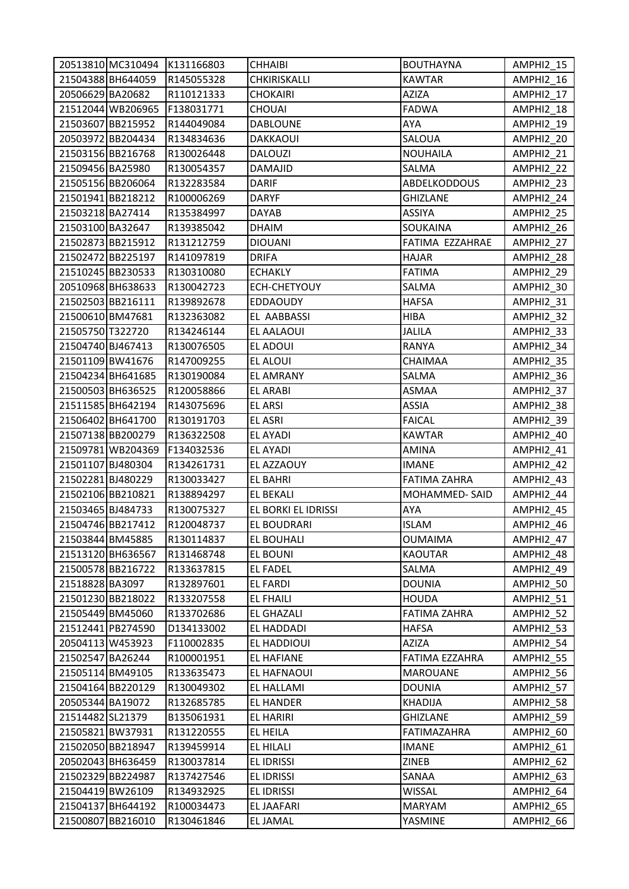| | | | | | |
|---|---|---|---|---|---|
| 20513810 | MC310494 | K131166803 | CHHAIBI | BOUTHAYNA | AMPHI2_15 |
| 21504388 | BH644059 | R145055328 | CHKIRISKALLI | KAWTAR | AMPHI2_16 |
| 20506629 | BA20682 | R110121333 | CHOKAIRI | AZIZA | AMPHI2_17 |
| 21512044 | WB206965 | F138031771 | CHOUAI | FADWA | AMPHI2_18 |
| 21503607 | BB215952 | R144049084 | DABLOUNE | AYA | AMPHI2_19 |
| 20503972 | BB204434 | R134834636 | DAKKAOUI | SALOUA | AMPHI2_20 |
| 21503156 | BB216768 | R130026448 | DALOUZI | NOUHAILA | AMPHI2_21 |
| 21509456 | BA25980 | R130054357 | DAMAJID | SALMA | AMPHI2_22 |
| 21505156 | BB206064 | R132283584 | DARIF | ABDELKODDOUS | AMPHI2_23 |
| 21501941 | BB218212 | R100006269 | DARYF | GHIZLANE | AMPHI2_24 |
| 21503218 | BA27414 | R135384997 | DAYAB | ASSIYA | AMPHI2_25 |
| 21503100 | BA32647 | R139385042 | DHAIM | SOUKAINA | AMPHI2_26 |
| 21502873 | BB215912 | R131212759 | DIOUANI | FATIMA EZZAHRAE | AMPHI2_27 |
| 21502472 | BB225197 | R141097819 | DRIFA | HAJAR | AMPHI2_28 |
| 21510245 | BB230533 | R130310080 | ECHAKLY | FATIMA | AMPHI2_29 |
| 20510968 | BH638633 | R130042723 | ECH-CHETYOUY | SALMA | AMPHI2_30 |
| 21502503 | BB216111 | R139892678 | EDDAOUDY | HAFSA | AMPHI2_31 |
| 21500610 | BM47681 | R132363082 | EL AABBASSI | HIBA | AMPHI2_32 |
| 21505750 | T322720 | R134246144 | EL AALAOUI | JALILA | AMPHI2_33 |
| 21504740 | BJ467413 | R130076505 | EL ADOUI | RANYA | AMPHI2_34 |
| 21501109 | BW41676 | R147009255 | EL ALOUI | CHAIMAA | AMPHI2_35 |
| 21504234 | BH641685 | R130190084 | EL AMRANY | SALMA | AMPHI2_36 |
| 21500503 | BH636525 | R120058866 | EL ARABI | ASMAA | AMPHI2_37 |
| 21511585 | BH642194 | R143075696 | EL ARSI | ASSIA | AMPHI2_38 |
| 21506402 | BH641700 | R130191703 | EL ASRI | FAICAL | AMPHI2_39 |
| 21507138 | BB200279 | R136322508 | EL AYADI | KAWTAR | AMPHI2_40 |
| 21509781 | WB204369 | F134032536 | EL AYADI | AMINA | AMPHI2_41 |
| 21501107 | BJ480304 | R134261731 | EL AZZAOUY | IMANE | AMPHI2_42 |
| 21502281 | BJ480229 | R130033427 | EL BAHRI | FATIMA ZAHRA | AMPHI2_43 |
| 21502106 | BB210821 | R138894297 | EL BEKALI | MOHAMMED- SAID | AMPHI2_44 |
| 21503465 | BJ484733 | R130075327 | EL BORKI EL IDRISSI | AYA | AMPHI2_45 |
| 21504746 | BB217412 | R120048737 | EL BOUDRARI | ISLAM | AMPHI2_46 |
| 21503844 | BM45885 | R130114837 | EL BOUHALI | OUMAIMA | AMPHI2_47 |
| 21513120 | BH636567 | R131468748 | EL BOUNI | KAOUTAR | AMPHI2_48 |
| 21500578 | BB216722 | R133637815 | EL FADEL | SALMA | AMPHI2_49 |
| 21518828 | BA3097 | R132897601 | EL FARDI | DOUNIA | AMPHI2_50 |
| 21501230 | BB218022 | R133207558 | EL FHAILI | HOUDA | AMPHI2_51 |
| 21505449 | BM45060 | R133702686 | EL GHAZALI | FATIMA ZAHRA | AMPHI2_52 |
| 21512441 | PB274590 | D134133002 | EL HADDADI | HAFSA | AMPHI2_53 |
| 20504113 | W453923 | F110002835 | EL HADDIOUI | AZIZA | AMPHI2_54 |
| 21502547 | BA26244 | R100001951 | EL HAFIANE | FATIMA EZZAHRA | AMPHI2_55 |
| 21505114 | BM49105 | R133635473 | EL HAFNAOUI | MAROUANE | AMPHI2_56 |
| 21504164 | BB220129 | R130049302 | EL HALLAMI | DOUNIA | AMPHI2_57 |
| 20505344 | BA19072 | R132685785 | EL HANDER | KHADIJA | AMPHI2_58 |
| 21514482 | SL21379 | B135061931 | EL HARIRI | GHIZLANE | AMPHI2_59 |
| 21505821 | BW37931 | R131220555 | EL HEILA | FATIMAZAHRA | AMPHI2_60 |
| 21502050 | BB218947 | R139459914 | EL HILALI | IMANE | AMPHI2_61 |
| 20502043 | BH636459 | R130037814 | EL IDRISSI | ZINEB | AMPHI2_62 |
| 21502329 | BB224987 | R137427546 | EL IDRISSI | SANAA | AMPHI2_63 |
| 21504419 | BW26109 | R134932925 | EL IDRISSI | WISSAL | AMPHI2_64 |
| 21504137 | BH644192 | R100034473 | EL JAAFARI | MARYAM | AMPHI2_65 |
| 21500807 | BB216010 | R130461846 | EL JAMAL | YASMINE | AMPHI2_66 |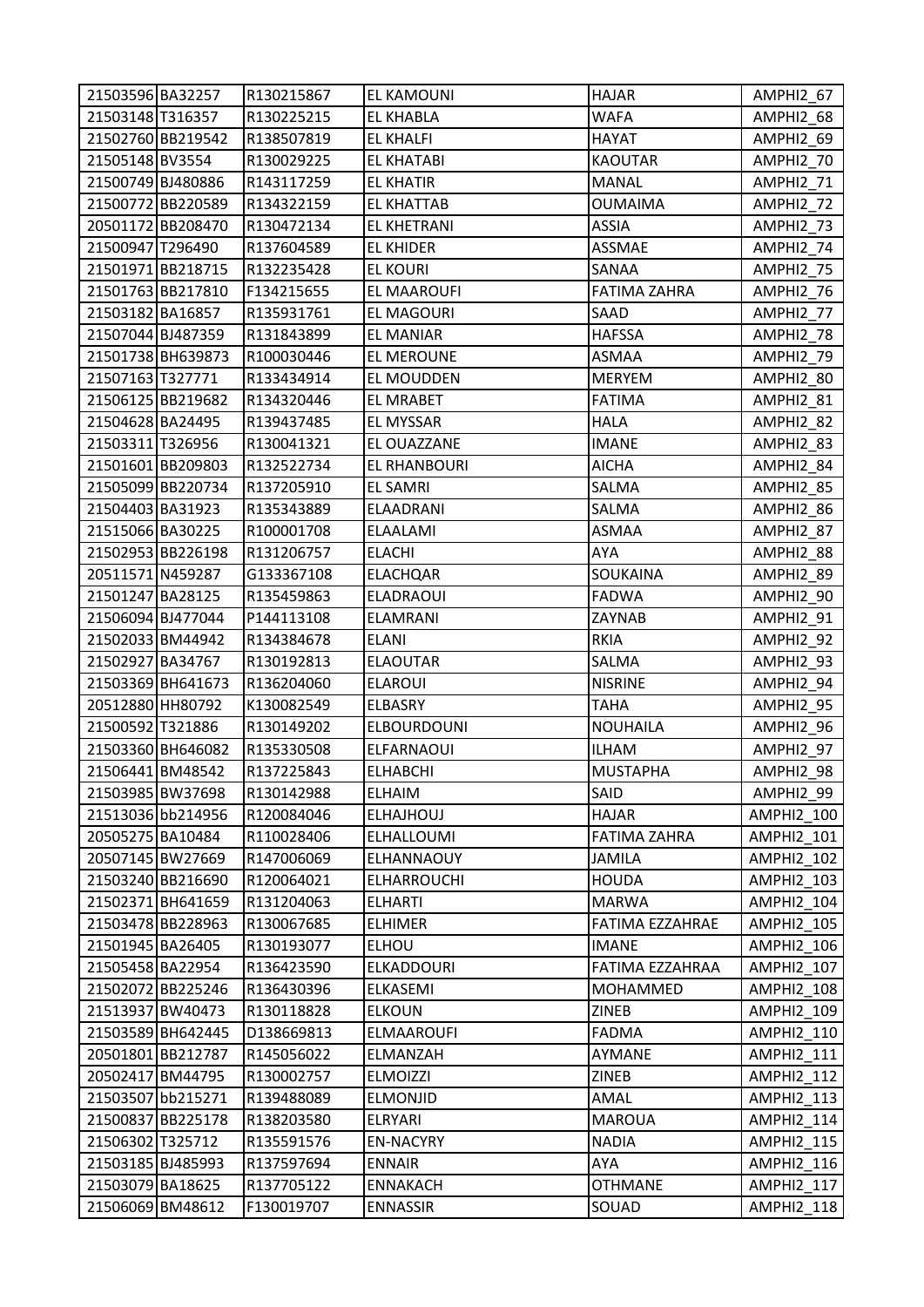| | | | | | |
|---|---|---|---|---|---|
| 21503596 | BA32257 | R130215867 | EL KAMOUNI | HAJAR | AMPHI2_67 |
| 21503148 | T316357 | R130225215 | EL KHABLA | WAFA | AMPHI2_68 |
| 21502760 | BB219542 | R138507819 | EL KHALFI | HAYAT | AMPHI2_69 |
| 21505148 | BV3554 | R130029225 | EL KHATABI | KAOUTAR | AMPHI2_70 |
| 21500749 | BJ480886 | R143117259 | EL KHATIR | MANAL | AMPHI2_71 |
| 21500772 | BB220589 | R134322159 | EL KHATTAB | OUMAIMA | AMPHI2_72 |
| 20501172 | BB208470 | R130472134 | EL KHETRANI | ASSIA | AMPHI2_73 |
| 21500947 | T296490 | R137604589 | EL KHIDER | ASSMAE | AMPHI2_74 |
| 21501971 | BB218715 | R132235428 | EL KOURI | SANAA | AMPHI2_75 |
| 21501763 | BB217810 | F134215655 | EL MAAROUFI | FATIMA ZAHRA | AMPHI2_76 |
| 21503182 | BA16857 | R135931761 | EL MAGOURI | SAAD | AMPHI2_77 |
| 21507044 | BJ487359 | R131843899 | EL MANIAR | HAFSSA | AMPHI2_78 |
| 21501738 | BH639873 | R100030446 | EL MEROUNE | ASMAA | AMPHI2_79 |
| 21507163 | T327771 | R133434914 | EL MOUDDEN | MERYEM | AMPHI2_80 |
| 21506125 | BB219682 | R134320446 | EL MRABET | FATIMA | AMPHI2_81 |
| 21504628 | BA24495 | R139437485 | EL MYSSAR | HALA | AMPHI2_82 |
| 21503311 | T326956 | R130041321 | EL OUAZZANE | IMANE | AMPHI2_83 |
| 21501601 | BB209803 | R132522734 | EL RHANBOURI | AICHA | AMPHI2_84 |
| 21505099 | BB220734 | R137205910 | EL SAMRI | SALMA | AMPHI2_85 |
| 21504403 | BA31923 | R135343889 | ELAADRANI | SALMA | AMPHI2_86 |
| 21515066 | BA30225 | R100001708 | ELAALAMI | ASMAA | AMPHI2_87 |
| 21502953 | BB226198 | R131206757 | ELACHI | AYA | AMPHI2_88 |
| 20511571 | N459287 | G133367108 | ELACHQAR | SOUKAINA | AMPHI2_89 |
| 21501247 | BA28125 | R135459863 | ELADRAOUI | FADWA | AMPHI2_90 |
| 21506094 | BJ477044 | P144113108 | ELAMRANI | ZAYNAB | AMPHI2_91 |
| 21502033 | BM44942 | R134384678 | ELANI | RKIA | AMPHI2_92 |
| 21502927 | BA34767 | R130192813 | ELAOUTAR | SALMA | AMPHI2_93 |
| 21503369 | BH641673 | R136204060 | ELAROUI | NISRINE | AMPHI2_94 |
| 20512880 | HH80792 | K130082549 | ELBASRY | TAHA | AMPHI2_95 |
| 21500592 | T321886 | R130149202 | ELBOURDOUNI | NOUHAILA | AMPHI2_96 |
| 21503360 | BH646082 | R135330508 | ELFARNAOUI | ILHAM | AMPHI2_97 |
| 21506441 | BM48542 | R137225843 | ELHABCHI | MUSTAPHA | AMPHI2_98 |
| 21503985 | BW37698 | R130142988 | ELHAIM | SAID | AMPHI2_99 |
| 21513036 | bb214956 | R120084046 | ELHAJHOUJ | HAJAR | AMPHI2_100 |
| 20505275 | BA10484 | R110028406 | ELHALLOUMI | FATIMA ZAHRA | AMPHI2_101 |
| 20507145 | BW27669 | R147006069 | ELHANNAOUY | JAMILA | AMPHI2_102 |
| 21503240 | BB216690 | R120064021 | ELHARROUCHI | HOUDA | AMPHI2_103 |
| 21502371 | BH641659 | R131204063 | ELHARTI | MARWA | AMPHI2_104 |
| 21503478 | BB228963 | R130067685 | ELHIMER | FATIMA EZZAHRAE | AMPHI2_105 |
| 21501945 | BA26405 | R130193077 | ELHOU | IMANE | AMPHI2_106 |
| 21505458 | BA22954 | R136423590 | ELKADDOURI | FATIMA EZZAHRAA | AMPHI2_107 |
| 21502072 | BB225246 | R136430396 | ELKASEMI | MOHAMMED | AMPHI2_108 |
| 21513937 | BW40473 | R130118828 | ELKOUN | ZINEB | AMPHI2_109 |
| 21503589 | BH642445 | D138669813 | ELMAAROUFI | FADMA | AMPHI2_110 |
| 20501801 | BB212787 | R145056022 | ELMANZAH | AYMANE | AMPHI2_111 |
| 20502417 | BM44795 | R130002757 | ELMOIZZI | ZINEB | AMPHI2_112 |
| 21503507 | bb215271 | R139488089 | ELMONJID | AMAL | AMPHI2_113 |
| 21500837 | BB225178 | R138203580 | ELRYARI | MAROUA | AMPHI2_114 |
| 21506302 | T325712 | R135591576 | EN-NACYRY | NADIA | AMPHI2_115 |
| 21503185 | BJ485993 | R137597694 | ENNAIR | AYA | AMPHI2_116 |
| 21503079 | BA18625 | R137705122 | ENNAKACH | OTHMANE | AMPHI2_117 |
| 21506069 | BM48612 | F130019707 | ENNASSIR | SOUAD | AMPHI2_118 |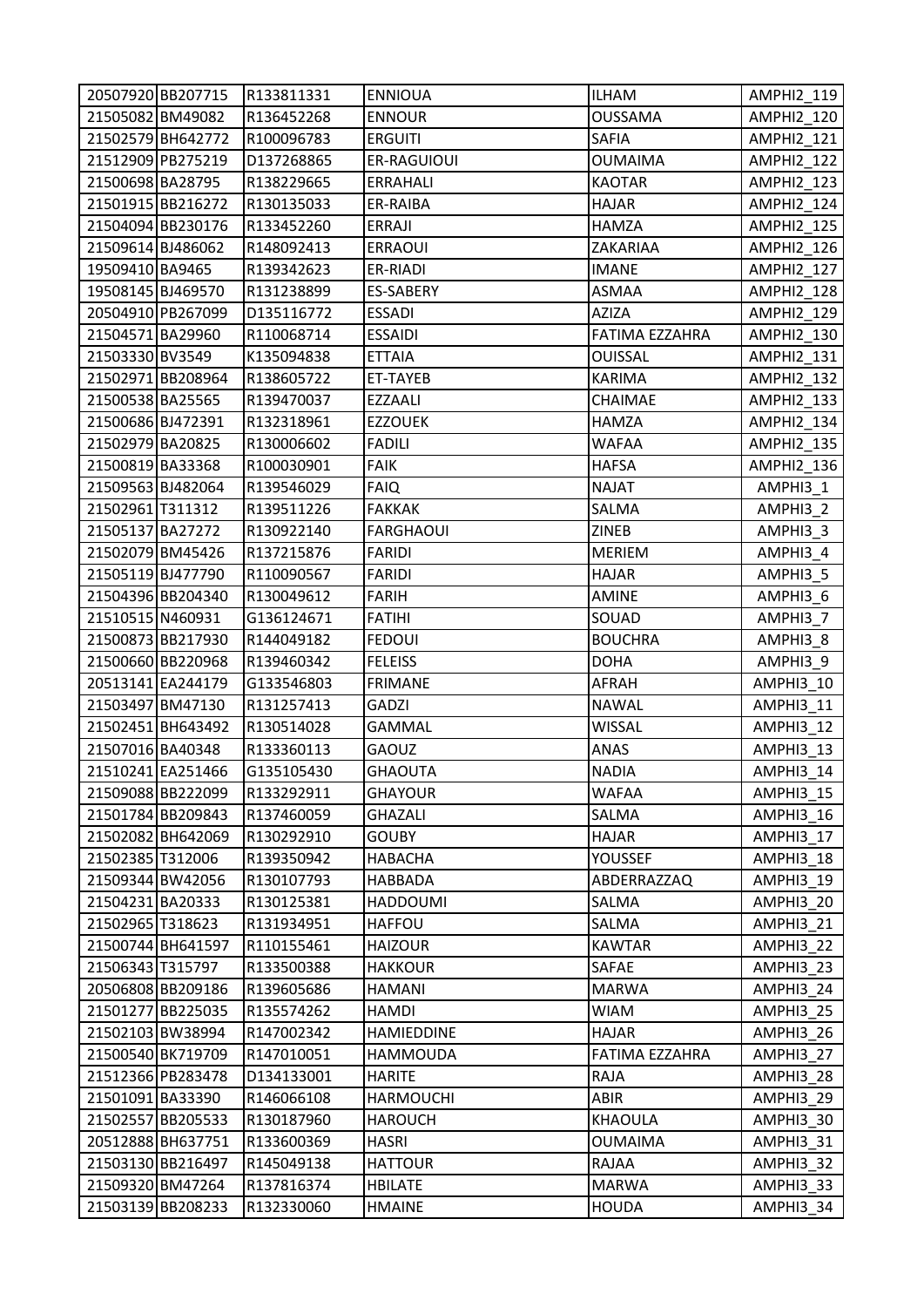| | | | | | |
|---|---|---|---|---|---|
| 20507920 | BB207715 | R133811331 | ENNIOUA | ILHAM | AMPHI2_119 |
| 21505082 | BM49082 | R136452268 | ENNOUR | OUSSAMA | AMPHI2_120 |
| 21502579 | BH642772 | R100096783 | ERGUITI | SAFIA | AMPHI2_121 |
| 21512909 | PB275219 | D137268865 | ER-RAGUIOUI | OUMAIMA | AMPHI2_122 |
| 21500698 | BA28795 | R138229665 | ERRAHALI | KAOTAR | AMPHI2_123 |
| 21501915 | BB216272 | R130135033 | ER-RAIBA | HAJAR | AMPHI2_124 |
| 21504094 | BB230176 | R133452260 | ERRAJI | HAMZA | AMPHI2_125 |
| 21509614 | BJ486062 | R148092413 | ERRAOUI | ZAKARIAA | AMPHI2_126 |
| 19509410 | BA9465 | R139342623 | ER-RIADI | IMANE | AMPHI2_127 |
| 19508145 | BJ469570 | R131238899 | ES-SABERY | ASMAA | AMPHI2_128 |
| 20504910 | PB267099 | D135116772 | ESSADI | AZIZA | AMPHI2_129 |
| 21504571 | BA29960 | R110068714 | ESSAIDI | FATIMA EZZAHRA | AMPHI2_130 |
| 21503330 | BV3549 | K135094838 | ETTAIA | OUISSAL | AMPHI2_131 |
| 21502971 | BB208964 | R138605722 | ET-TAYEB | KARIMA | AMPHI2_132 |
| 21500538 | BA25565 | R139470037 | EZZAALI | CHAIMAE | AMPHI2_133 |
| 21500686 | BJ472391 | R132318961 | EZZOUEK | HAMZA | AMPHI2_134 |
| 21502979 | BA20825 | R130006602 | FADILI | WAFAA | AMPHI2_135 |
| 21500819 | BA33368 | R100030901 | FAIK | HAFSA | AMPHI2_136 |
| 21509563 | BJ482064 | R139546029 | FAIQ | NAJAT | AMPHI3_1 |
| 21502961 | T311312 | R139511226 | FAKKAK | SALMA | AMPHI3_2 |
| 21505137 | BA27272 | R130922140 | FARGHAOUI | ZINEB | AMPHI3_3 |
| 21502079 | BM45426 | R137215876 | FARIDI | MERIEM | AMPHI3_4 |
| 21505119 | BJ477790 | R110090567 | FARIDI | HAJAR | AMPHI3_5 |
| 21504396 | BB204340 | R130049612 | FARIH | AMINE | AMPHI3_6 |
| 21510515 | N460931 | G136124671 | FATIHI | SOUAD | AMPHI3_7 |
| 21500873 | BB217930 | R144049182 | FEDOUI | BOUCHRA | AMPHI3_8 |
| 21500660 | BB220968 | R139460342 | FELEISS | DOHA | AMPHI3_9 |
| 20513141 | EA244179 | G133546803 | FRIMANE | AFRAH | AMPHI3_10 |
| 21503497 | BM47130 | R131257413 | GADZI | NAWAL | AMPHI3_11 |
| 21502451 | BH643492 | R130514028 | GAMMAL | WISSAL | AMPHI3_12 |
| 21507016 | BA40348 | R133360113 | GAOUZ | ANAS | AMPHI3_13 |
| 21510241 | EA251466 | G135105430 | GHAOUTA | NADIA | AMPHI3_14 |
| 21509088 | BB222099 | R133292911 | GHAYOUR | WAFAA | AMPHI3_15 |
| 21501784 | BB209843 | R137460059 | GHAZALI | SALMA | AMPHI3_16 |
| 21502082 | BH642069 | R130292910 | GOUBY | HAJAR | AMPHI3_17 |
| 21502385 | T312006 | R139350942 | HABACHA | YOUSSEF | AMPHI3_18 |
| 21509344 | BW42056 | R130107793 | HABBADA | ABDERRAZZAQ | AMPHI3_19 |
| 21504231 | BA20333 | R130125381 | HADDOUMI | SALMA | AMPHI3_20 |
| 21502965 | T318623 | R131934951 | HAFFOU | SALMA | AMPHI3_21 |
| 21500744 | BH641597 | R110155461 | HAIZOUR | KAWTAR | AMPHI3_22 |
| 21506343 | T315797 | R133500388 | HAKKOUR | SAFAE | AMPHI3_23 |
| 20506808 | BB209186 | R139605686 | HAMANI | MARWA | AMPHI3_24 |
| 21501277 | BB225035 | R135574262 | HAMDI | WIAM | AMPHI3_25 |
| 21502103 | BW38994 | R147002342 | HAMIEDDINE | HAJAR | AMPHI3_26 |
| 21500540 | BK719709 | R147010051 | HAMMOUDA | FATIMA EZZAHRA | AMPHI3_27 |
| 21512366 | PB283478 | D134133001 | HARITE | RAJA | AMPHI3_28 |
| 21501091 | BA33390 | R146066108 | HARMOUCHI | ABIR | AMPHI3_29 |
| 21502557 | BB205533 | R130187960 | HAROUCH | KHAOULA | AMPHI3_30 |
| 20512888 | BH637751 | R133600369 | HASRI | OUMAIMA | AMPHI3_31 |
| 21503130 | BB216497 | R145049138 | HATTOUR | RAJAA | AMPHI3_32 |
| 21509320 | BM47264 | R137816374 | HBILATE | MARWA | AMPHI3_33 |
| 21503139 | BB208233 | R132330060 | HMAINE | HOUDA | AMPHI3_34 |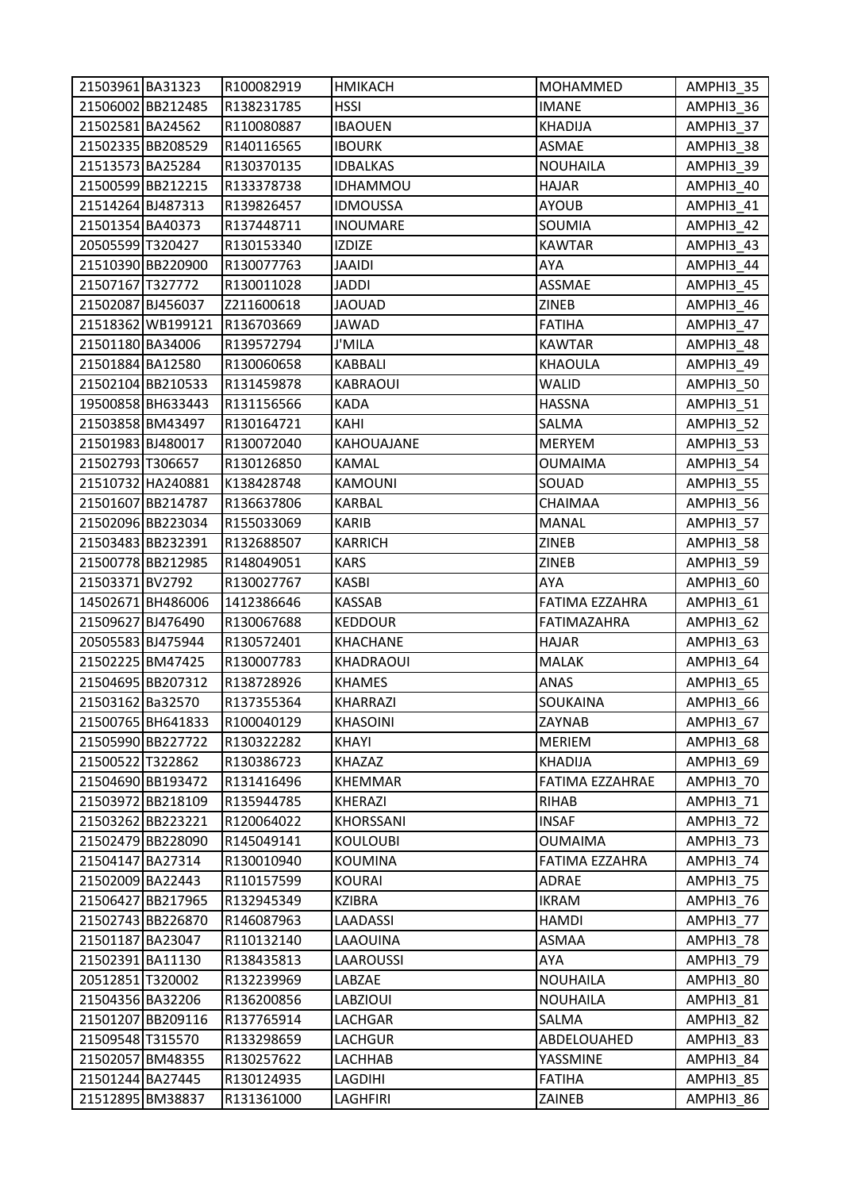| 21503961 | BA31323 | R100082919 | HMIKACH | MOHAMMED | AMPHI3_35 |
|---|---|---|---|---|---|
| 21506002 | BB212485 | R138231785 | HSSI | IMANE | AMPHI3_36 |
| 21502581 | BA24562 | R110080887 | IBAOUEN | KHADIJA | AMPHI3_37 |
| 21502335 | BB208529 | R140116565 | IBOURK | ASMAE | AMPHI3_38 |
| 21513573 | BA25284 | R130370135 | IDBALKAS | NOUHAILA | AMPHI3_39 |
| 21500599 | BB212215 | R133378738 | IDHAMMOU | HAJAR | AMPHI3_40 |
| 21514264 | BJ487313 | R139826457 | IDMOUSSA | AYOUB | AMPHI3_41 |
| 21501354 | BA40373 | R137448711 | INOUMARE | SOUMIA | AMPHI3_42 |
| 20505599 | T320427 | R130153340 | IZDIZE | KAWTAR | AMPHI3_43 |
| 21510390 | BB220900 | R130077763 | JAAIDI | AYA | AMPHI3_44 |
| 21507167 | T327772 | R130011028 | JADDI | ASSMAE | AMPHI3_45 |
| 21502087 | BJ456037 | Z211600618 | JAOUAD | ZINEB | AMPHI3_46 |
| 21518362 | WB199121 | R136703669 | JAWAD | FATIHA | AMPHI3_47 |
| 21501180 | BA34006 | R139572794 | J'MILA | KAWTAR | AMPHI3_48 |
| 21501884 | BA12580 | R130060658 | KABBALI | KHAOULA | AMPHI3_49 |
| 21502104 | BB210533 | R131459878 | KABRAOUI | WALID | AMPHI3_50 |
| 19500858 | BH633443 | R131156566 | KADA | HASSNA | AMPHI3_51 |
| 21503858 | BM43497 | R130164721 | KAHI | SALMA | AMPHI3_52 |
| 21501983 | BJ480017 | R130072040 | KAHOUAJANE | MERYEM | AMPHI3_53 |
| 21502793 | T306657 | R130126850 | KAMAL | OUMAIMA | AMPHI3_54 |
| 21510732 | HA240881 | K138428748 | KAMOUNI | SOUAD | AMPHI3_55 |
| 21501607 | BB214787 | R136637806 | KARBAL | CHAIMAA | AMPHI3_56 |
| 21502096 | BB223034 | R155033069 | KARIB | MANAL | AMPHI3_57 |
| 21503483 | BB232391 | R132688507 | KARRICH | ZINEB | AMPHI3_58 |
| 21500778 | BB212985 | R148049051 | KARS | ZINEB | AMPHI3_59 |
| 21503371 | BV2792 | R130027767 | KASBI | AYA | AMPHI3_60 |
| 14502671 | BH486006 | 1412386646 | KASSAB | FATIMA EZZAHRA | AMPHI3_61 |
| 21509627 | BJ476490 | R130067688 | KEDDOUR | FATIMAZAHRA | AMPHI3_62 |
| 20505583 | BJ475944 | R130572401 | KHACHANE | HAJAR | AMPHI3_63 |
| 21502225 | BM47425 | R130007783 | KHADRAOUI | MALAK | AMPHI3_64 |
| 21504695 | BB207312 | R138728926 | KHAMES | ANAS | AMPHI3_65 |
| 21503162 | Ba32570 | R137355364 | KHARRAZI | SOUKAINA | AMPHI3_66 |
| 21500765 | BH641833 | R100040129 | KHASOINI | ZAYNAB | AMPHI3_67 |
| 21505990 | BB227722 | R130322282 | KHAYI | MERIEM | AMPHI3_68 |
| 21500522 | T322862 | R130386723 | KHAZAZ | KHADIJA | AMPHI3_69 |
| 21504690 | BB193472 | R131416496 | KHEMMAR | FATIMA EZZAHRAE | AMPHI3_70 |
| 21503972 | BB218109 | R135944785 | KHERAZI | RIHAB | AMPHI3_71 |
| 21503262 | BB223221 | R120064022 | KHORSSANI | INSAF | AMPHI3_72 |
| 21502479 | BB228090 | R145049141 | KOULOUBI | OUMAIMA | AMPHI3_73 |
| 21504147 | BA27314 | R130010940 | KOUMINA | FATIMA EZZAHRA | AMPHI3_74 |
| 21502009 | BA22443 | R110157599 | KOURAI | ADRAE | AMPHI3_75 |
| 21506427 | BB217965 | R132945349 | KZIBRA | IKRAM | AMPHI3_76 |
| 21502743 | BB226870 | R146087963 | LAADASSI | HAMDI | AMPHI3_77 |
| 21501187 | BA23047 | R110132140 | LAAOUINA | ASMAA | AMPHI3_78 |
| 21502391 | BA11130 | R138435813 | LAAROUSSI | AYA | AMPHI3_79 |
| 20512851 | T320002 | R132239969 | LABZAE | NOUHAILA | AMPHI3_80 |
| 21504356 | BA32206 | R136200856 | LABZIOUI | NOUHAILA | AMPHI3_81 |
| 21501207 | BB209116 | R137765914 | LACHGAR | SALMA | AMPHI3_82 |
| 21509548 | T315570 | R133298659 | LACHGUR | ABDELOUAHED | AMPHI3_83 |
| 21502057 | BM48355 | R130257622 | LACHHAB | YASSMINE | AMPHI3_84 |
| 21501244 | BA27445 | R130124935 | LAGDIHI | FATIHA | AMPHI3_85 |
| 21512895 | BM38837 | R131361000 | LAGHFIRI | ZAINEB | AMPHI3_86 |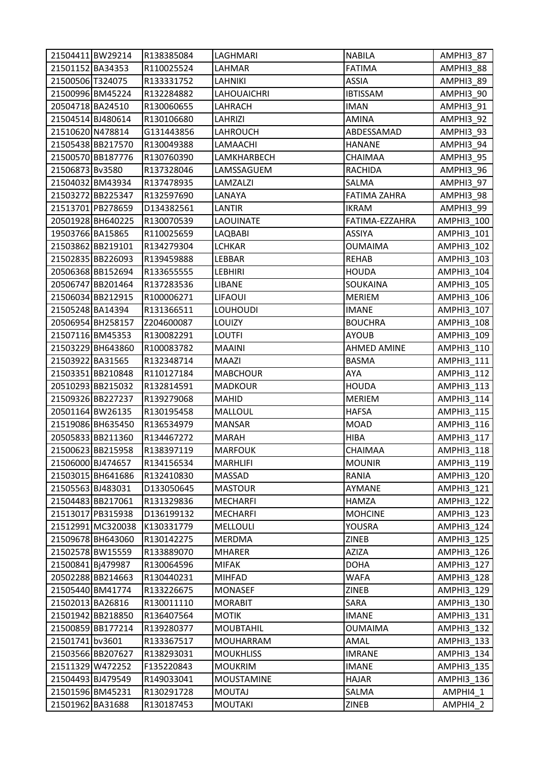| | | | | | |
|---|---|---|---|---|---|
| 21504411 | BW29214 | R138385084 | LAGHMARI | NABILA | AMPHI3_87 |
| 21501152 | BA34353 | R110025524 | LAHMAR | FATIMA | AMPHI3_88 |
| 21500506 | T324075 | R133331752 | LAHNIKI | ASSIA | AMPHI3_89 |
| 21500996 | BM45224 | R132284882 | LAHOUAICHRI | IBTISSAM | AMPHI3_90 |
| 20504718 | BA24510 | R130060655 | LAHRACH | IMAN | AMPHI3_91 |
| 21504514 | BJ480614 | R130106680 | LAHRIZI | AMINA | AMPHI3_92 |
| 21510620 | N478814 | G131443856 | LAHROUCH | ABDESSAMAD | AMPHI3_93 |
| 21505438 | BB217570 | R130049388 | LAMAACHI | HANANE | AMPHI3_94 |
| 21500570 | BB187776 | R130760390 | LAMKHARBECH | CHAIMAA | AMPHI3_95 |
| 21506873 | Bv3580 | R137328046 | LAMSSAGUEM | RACHIDA | AMPHI3_96 |
| 21504032 | BM43934 | R137478935 | LAMZALZI | SALMA | AMPHI3_97 |
| 21503272 | BB225347 | R132597690 | LANAYA | FATIMA ZAHRA | AMPHI3_98 |
| 21513701 | PB278659 | D134382561 | LANTIR | IKRAM | AMPHI3_99 |
| 20501928 | BH640225 | R130070539 | LAOUINATE | FATIMA-EZZAHRA | AMPHI3_100 |
| 19503766 | BA15865 | R110025659 | LAQBABI | ASSIYA | AMPHI3_101 |
| 21503862 | BB219101 | R134279304 | LCHKAR | OUMAIMA | AMPHI3_102 |
| 21502835 | BB226093 | R139459888 | LEBBAR | REHAB | AMPHI3_103 |
| 20506368 | BB152694 | R133655555 | LEBHIRI | HOUDA | AMPHI3_104 |
| 20506747 | BB201464 | R137283536 | LIBANE | SOUKAINA | AMPHI3_105 |
| 21506034 | BB212915 | R100006271 | LIFAOUI | MERIEM | AMPHI3_106 |
| 21505248 | BA14394 | R131366511 | LOUHOUDI | IMANE | AMPHI3_107 |
| 20506954 | BH258157 | Z204600087 | LOUIZY | BOUCHRA | AMPHI3_108 |
| 21507116 | BM45353 | R130082291 | LOUTFI | AYOUB | AMPHI3_109 |
| 21503229 | BH643860 | R100083782 | MAAINI | AHMED AMINE | AMPHI3_110 |
| 21503922 | BA31565 | R132348714 | MAAZI | BASMA | AMPHI3_111 |
| 21503351 | BB210848 | R110127184 | MABCHOUR | AYA | AMPHI3_112 |
| 20510293 | BB215032 | R132814591 | MADKOUR | HOUDA | AMPHI3_113 |
| 21509326 | BB227237 | R139279068 | MAHID | MERIEM | AMPHI3_114 |
| 20501164 | BW26135 | R130195458 | MALLOUL | HAFSA | AMPHI3_115 |
| 21519086 | BH635450 | R136534979 | MANSAR | MOAD | AMPHI3_116 |
| 20505833 | BB211360 | R134467272 | MARAH | HIBA | AMPHI3_117 |
| 21500623 | BB215958 | R138397119 | MARFOUK | CHAIMAA | AMPHI3_118 |
| 21506000 | BJ474657 | R134156534 | MARHLIFI | MOUNIR | AMPHI3_119 |
| 21503015 | BH641686 | R132410830 | MASSAD | RANIA | AMPHI3_120 |
| 21505563 | BJ483031 | D133050645 | MASTOUR | AYMANE | AMPHI3_121 |
| 21504483 | BB217061 | R131329836 | MECHARFI | HAMZA | AMPHI3_122 |
| 21513017 | PB315938 | D136199132 | MECHARFI | MOHCINE | AMPHI3_123 |
| 21512991 | MC320038 | K130331779 | MELLOULI | YOUSRA | AMPHI3_124 |
| 21509678 | BH643060 | R130142275 | MERDMA | ZINEB | AMPHI3_125 |
| 21502578 | BW15559 | R133889070 | MHARER | AZIZA | AMPHI3_126 |
| 21500841 | Bj479987 | R130064596 | MIFAK | DOHA | AMPHI3_127 |
| 20502288 | BB214663 | R130440231 | MIHFAD | WAFA | AMPHI3_128 |
| 21505440 | BM41774 | R133226675 | MONASEF | ZINEB | AMPHI3_129 |
| 21502013 | BA26816 | R130011110 | MORABIT | SARA | AMPHI3_130 |
| 21501942 | BB218850 | R136407564 | MOTIK | IMANE | AMPHI3_131 |
| 21500859 | BB177214 | R139280377 | MOUBTAHIL | OUMAIMA | AMPHI3_132 |
| 21501741 | bv3601 | R133367517 | MOUHARRAM | AMAL | AMPHI3_133 |
| 21503566 | BB207627 | R138293031 | MOUKHLISS | IMRANE | AMPHI3_134 |
| 21511329 | W472252 | F135220843 | MOUKRIM | IMANE | AMPHI3_135 |
| 21504493 | BJ479549 | R149033041 | MOUSTAMINE | HAJAR | AMPHI3_136 |
| 21501596 | BM45231 | R130291728 | MOUTAJ | SALMA | AMPHI4_1 |
| 21501962 | BA31688 | R130187453 | MOUTAKI | ZINEB | AMPHI4_2 |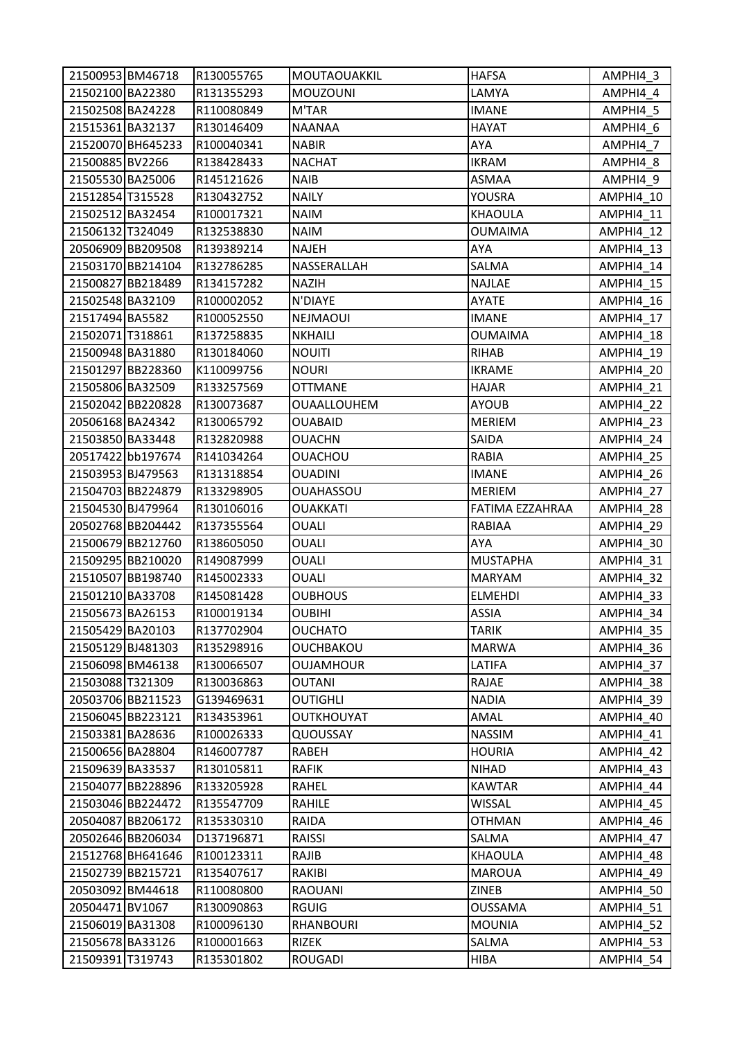| 21500953 | BM46718 | R130055765 | MOUTAOUAKKIL | HAFSA | AMPHI4_3 |
|---|---|---|---|---|---|
| 21502100 | BA22380 | R131355293 | MOUZOUNI | LAMYA | AMPHI4_4 |
| 21502508 | BA24228 | R110080849 | M'TAR | IMANE | AMPHI4_5 |
| 21515361 | BA32137 | R130146409 | NAANAA | HAYAT | AMPHI4_6 |
| 21520070 | BH645233 | R100040341 | NABIR | AYA | AMPHI4_7 |
| 21500885 | BV2266 | R138428433 | NACHAT | IKRAM | AMPHI4_8 |
| 21505530 | BA25006 | R145121626 | NAIB | ASMAA | AMPHI4_9 |
| 21512854 | T315528 | R130432752 | NAILY | YOUSRA | AMPHI4_10 |
| 21502512 | BA32454 | R100017321 | NAIM | KHAOULA | AMPHI4_11 |
| 21506132 | T324049 | R132538830 | NAIM | OUMAIMA | AMPHI4_12 |
| 20506909 | BB209508 | R139389214 | NAJEH | AYA | AMPHI4_13 |
| 21503170 | BB214104 | R132786285 | NASSERALLAH | SALMA | AMPHI4_14 |
| 21500827 | BB218489 | R134157282 | NAZIH | NAJLAE | AMPHI4_15 |
| 21502548 | BA32109 | R100002052 | N'DIAYE | AYATE | AMPHI4_16 |
| 21517494 | BA5582 | R100052550 | NEJMAOUI | IMANE | AMPHI4_17 |
| 21502071 | T318861 | R137258835 | NKHAILI | OUMAIMA | AMPHI4_18 |
| 21500948 | BA31880 | R130184060 | NOUITI | RIHAB | AMPHI4_19 |
| 21501297 | BB228360 | K110099756 | NOURI | IKRAME | AMPHI4_20 |
| 21505806 | BA32509 | R133257569 | OTTMANE | HAJAR | AMPHI4_21 |
| 21502042 | BB220828 | R130073687 | OUAALLOUHEM | AYOUB | AMPHI4_22 |
| 20506168 | BA24342 | R130065792 | OUABAID | MERIEM | AMPHI4_23 |
| 21503850 | BA33448 | R132820988 | OUACHN | SAIDA | AMPHI4_24 |
| 20517422 | bb197674 | R141034264 | OUACHOU | RABIA | AMPHI4_25 |
| 21503953 | BJ479563 | R131318854 | OUADINI | IMANE | AMPHI4_26 |
| 21504703 | BB224879 | R133298905 | OUAHASSOU | MERIEM | AMPHI4_27 |
| 21504530 | BJ479964 | R130106016 | OUAKKATI | FATIMA EZZAHRAA | AMPHI4_28 |
| 20502768 | BB204442 | R137355564 | OUALI | RABIAA | AMPHI4_29 |
| 21500679 | BB212760 | R138605050 | OUALI | AYA | AMPHI4_30 |
| 21509295 | BB210020 | R149087999 | OUALI | MUSTAPHA | AMPHI4_31 |
| 21510507 | BB198740 | R145002333 | OUALI | MARYAM | AMPHI4_32 |
| 21501210 | BA33708 | R145081428 | OUBHOUS | ELMEHDI | AMPHI4_33 |
| 21505673 | BA26153 | R100019134 | OUBIHI | ASSIA | AMPHI4_34 |
| 21505429 | BA20103 | R137702904 | OUCHATO | TARIK | AMPHI4_35 |
| 21505129 | BJ481303 | R135298916 | OUCHBAKOU | MARWA | AMPHI4_36 |
| 21506098 | BM46138 | R130066507 | OUJAMHOUR | LATIFA | AMPHI4_37 |
| 21503088 | T321309 | R130036863 | OUTANI | RAJAE | AMPHI4_38 |
| 20503706 | BB211523 | G139469631 | OUTIGHLI | NADIA | AMPHI4_39 |
| 21506045 | BB223121 | R134353961 | OUTKHOUYAT | AMAL | AMPHI4_40 |
| 21503381 | BA28636 | R100026333 | QUOUSSAY | NASSIM | AMPHI4_41 |
| 21500656 | BA28804 | R146007787 | RABEH | HOURIA | AMPHI4_42 |
| 21509639 | BA33537 | R130105811 | RAFIK | NIHAD | AMPHI4_43 |
| 21504077 | BB228896 | R133205928 | RAHEL | KAWTAR | AMPHI4_44 |
| 21503046 | BB224472 | R135547709 | RAHILE | WISSAL | AMPHI4_45 |
| 20504087 | BB206172 | R135330310 | RAIDA | OTHMAN | AMPHI4_46 |
| 20502646 | BB206034 | D137196871 | RAISSI | SALMA | AMPHI4_47 |
| 21512768 | BH641646 | R100123311 | RAJIB | KHAOULA | AMPHI4_48 |
| 21502739 | BB215721 | R135407617 | RAKIBI | MAROUA | AMPHI4_49 |
| 20503092 | BM44618 | R110080800 | RAOUANI | ZINEB | AMPHI4_50 |
| 20504471 | BV1067 | R130090863 | RGUIG | OUSSAMA | AMPHI4_51 |
| 21506019 | BA31308 | R100096130 | RHANBOURI | MOUNIA | AMPHI4_52 |
| 21505678 | BA33126 | R100001663 | RIZEK | SALMA | AMPHI4_53 |
| 21509391 | T319743 | R135301802 | ROUGADI | HIBA | AMPHI4_54 |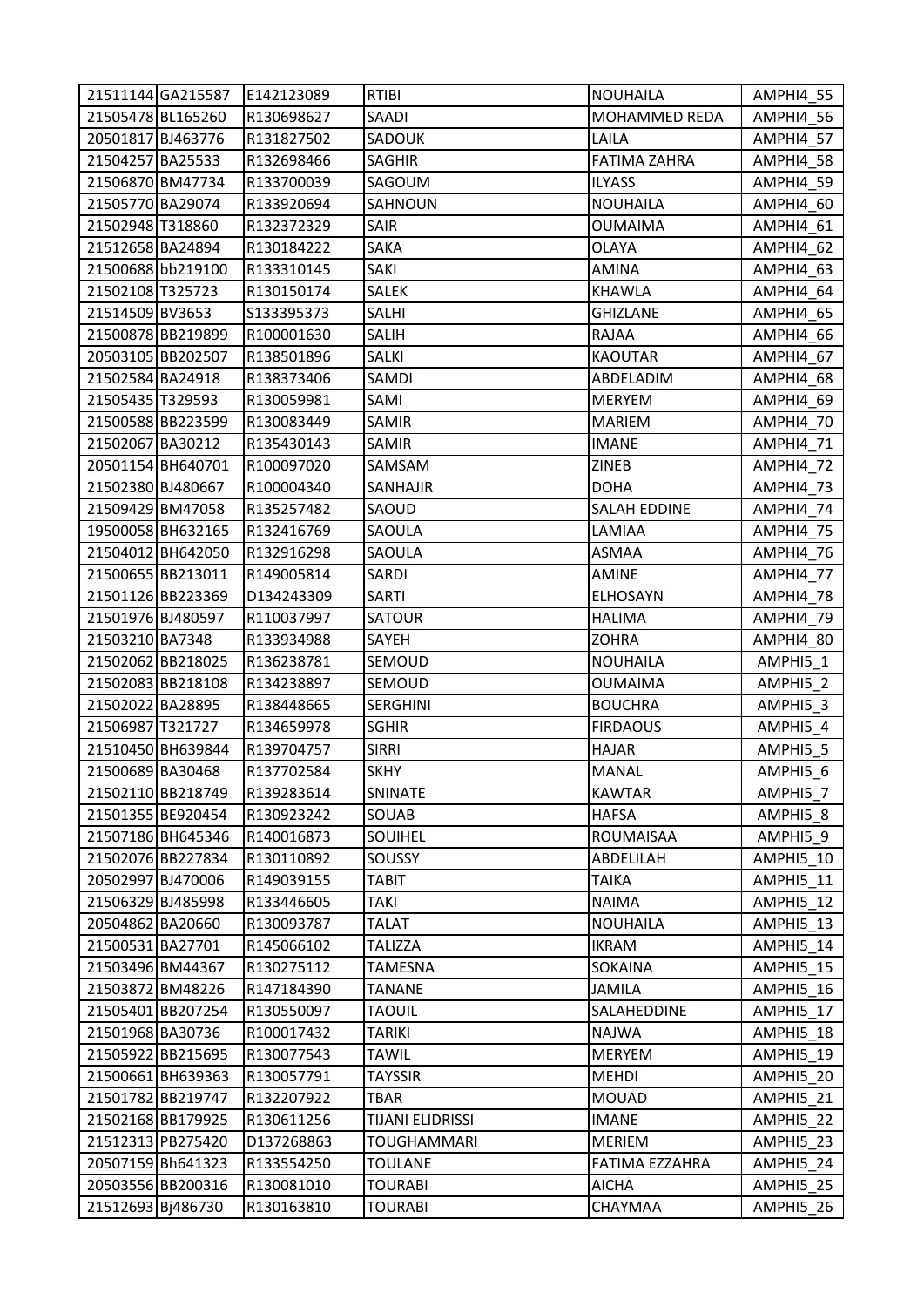| | | | | | |
|---|---|---|---|---|---|
| 21511144 | GA215587 | E142123089 | RTIBI | NOUHAILA | AMPHI4_55 |
| 21505478 | BL165260 | R130698627 | SAADI | MOHAMMED REDA | AMPHI4_56 |
| 20501817 | BJ463776 | R131827502 | SADOUK | LAILA | AMPHI4_57 |
| 21504257 | BA25533 | R132698466 | SAGHIR | FATIMA ZAHRA | AMPHI4_58 |
| 21506870 | BM47734 | R133700039 | SAGOUM | ILYASS | AMPHI4_59 |
| 21505770 | BA29074 | R133920694 | SAHNOUN | NOUHAILA | AMPHI4_60 |
| 21502948 | T318860 | R132372329 | SAIR | OUMAIMA | AMPHI4_61 |
| 21512658 | BA24894 | R130184222 | SAKA | OLAYA | AMPHI4_62 |
| 21500688 | bb219100 | R133310145 | SAKI | AMINA | AMPHI4_63 |
| 21502108 | T325723 | R130150174 | SALEK | KHAWLA | AMPHI4_64 |
| 21514509 | BV3653 | S133395373 | SALHI | GHIZLANE | AMPHI4_65 |
| 21500878 | BB219899 | R100001630 | SALIH | RAJAA | AMPHI4_66 |
| 20503105 | BB202507 | R138501896 | SALKI | KAOUTAR | AMPHI4_67 |
| 21502584 | BA24918 | R138373406 | SAMDI | ABDELADIM | AMPHI4_68 |
| 21505435 | T329593 | R130059981 | SAMI | MERYEM | AMPHI4_69 |
| 21500588 | BB223599 | R130083449 | SAMIR | MARIEM | AMPHI4_70 |
| 21502067 | BA30212 | R135430143 | SAMIR | IMANE | AMPHI4_71 |
| 20501154 | BH640701 | R100097020 | SAMSAM | ZINEB | AMPHI4_72 |
| 21502380 | BJ480667 | R100004340 | SANHAJIR | DOHA | AMPHI4_73 |
| 21509429 | BM47058 | R135257482 | SAOUD | SALAH EDDINE | AMPHI4_74 |
| 19500058 | BH632165 | R132416769 | SAOULA | LAMIAA | AMPHI4_75 |
| 21504012 | BH642050 | R132916298 | SAOULA | ASMAA | AMPHI4_76 |
| 21500655 | BB213011 | R149005814 | SARDI | AMINE | AMPHI4_77 |
| 21501126 | BB223369 | D134243309 | SARTI | ELHOSAYN | AMPHI4_78 |
| 21501976 | BJ480597 | R110037997 | SATOUR | HALIMA | AMPHI4_79 |
| 21503210 | BA7348 | R133934988 | SAYEH | ZOHRA | AMPHI4_80 |
| 21502062 | BB218025 | R136238781 | SEMOUD | NOUHAILA | AMPHI5_1 |
| 21502083 | BB218108 | R134238897 | SEMOUD | OUMAIMA | AMPHI5_2 |
| 21502022 | BA28895 | R138448665 | SERGHINI | BOUCHRA | AMPHI5_3 |
| 21506987 | T321727 | R134659978 | SGHIR | FIRDAOUS | AMPHI5_4 |
| 21510450 | BH639844 | R139704757 | SIRRI | HAJAR | AMPHI5_5 |
| 21500689 | BA30468 | R137702584 | SKHY | MANAL | AMPHI5_6 |
| 21502110 | BB218749 | R139283614 | SNINATE | KAWTAR | AMPHI5_7 |
| 21501355 | BE920454 | R130923242 | SOUAB | HAFSA | AMPHI5_8 |
| 21507186 | BH645346 | R140016873 | SOUIHEL | ROUMAISAA | AMPHI5_9 |
| 21502076 | BB227834 | R130110892 | SOUSSY | ABDELILAH | AMPHI5_10 |
| 20502997 | BJ470006 | R149039155 | TABIT | TAIKA | AMPHI5_11 |
| 21506329 | BJ485998 | R133446605 | TAKI | NAIMA | AMPHI5_12 |
| 20504862 | BA20660 | R130093787 | TALAT | NOUHAILA | AMPHI5_13 |
| 21500531 | BA27701 | R145066102 | TALIZZA | IKRAM | AMPHI5_14 |
| 21503496 | BM44367 | R130275112 | TAMESNA | SOKAINA | AMPHI5_15 |
| 21503872 | BM48226 | R147184390 | TANANE | JAMILA | AMPHI5_16 |
| 21505401 | BB207254 | R130550097 | TAOUIL | SALAHEDDINE | AMPHI5_17 |
| 21501968 | BA30736 | R100017432 | TARIKI | NAJWA | AMPHI5_18 |
| 21505922 | BB215695 | R130077543 | TAWIL | MERYEM | AMPHI5_19 |
| 21500661 | BH639363 | R130057791 | TAYSSIR | MEHDI | AMPHI5_20 |
| 21501782 | BB219747 | R132207922 | TBAR | MOUAD | AMPHI5_21 |
| 21502168 | BB179925 | R130611256 | TIJANI ELIDRISSI | IMANE | AMPHI5_22 |
| 21512313 | PB275420 | D137268863 | TOUGHAMMARI | MERIEM | AMPHI5_23 |
| 20507159 | Bh641323 | R133554250 | TOULANE | FATIMA EZZAHRA | AMPHI5_24 |
| 20503556 | BB200316 | R130081010 | TOURABI | AICHA | AMPHI5_25 |
| 21512693 | Bj486730 | R130163810 | TOURABI | CHAYMAA | AMPHI5_26 |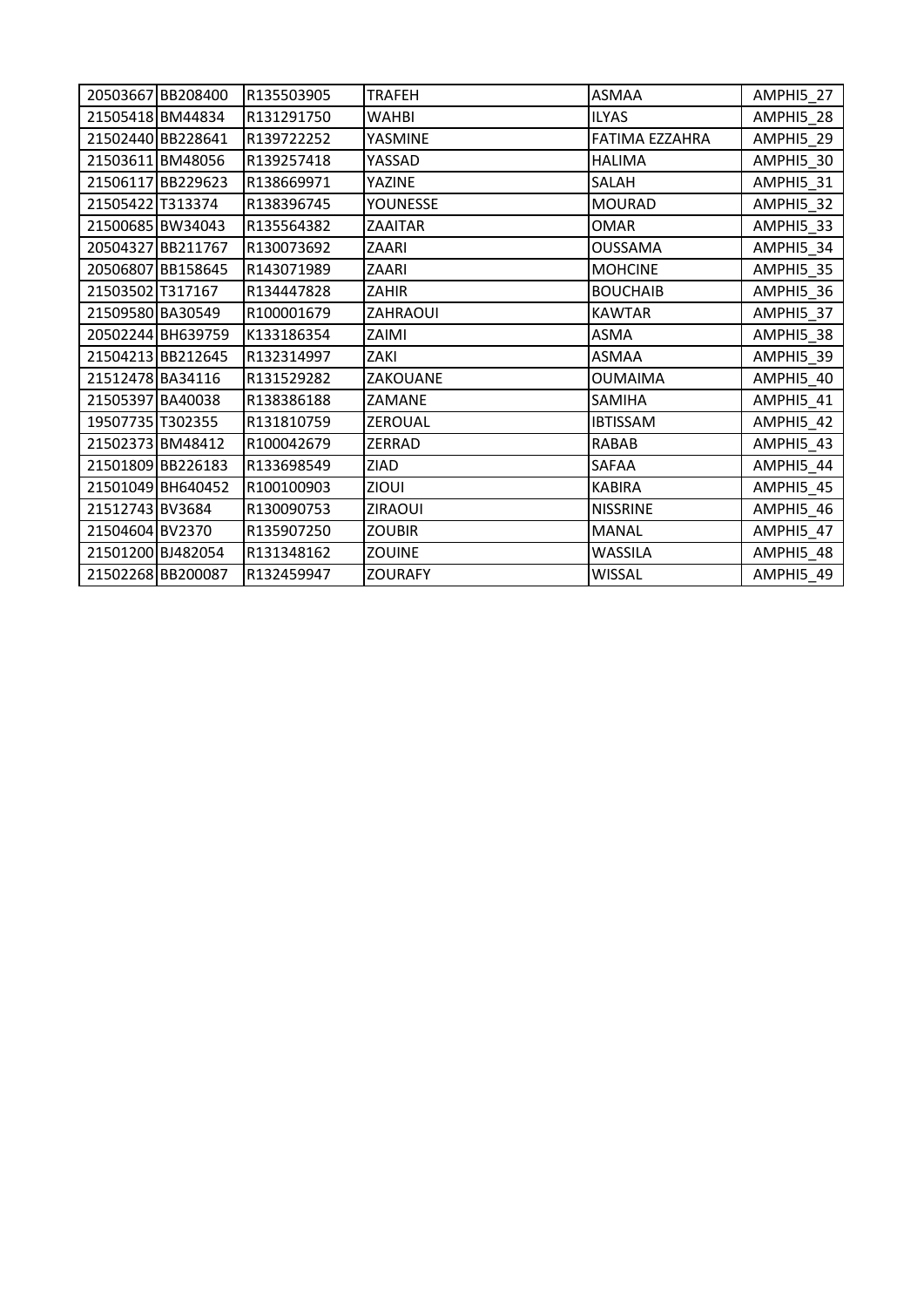| | | | | | |
|---|---|---|---|---|---|
| 20503667 | BB208400 | R135503905 | TRAFEH | ASMAA | AMPHI5_27 |
| 21505418 | BM44834 | R131291750 | WAHBI | ILYAS | AMPHI5_28 |
| 21502440 | BB228641 | R139722252 | YASMINE | FATIMA EZZAHRA | AMPHI5_29 |
| 21503611 | BM48056 | R139257418 | YASSAD | HALIMA | AMPHI5_30 |
| 21506117 | BB229623 | R138669971 | YAZINE | SALAH | AMPHI5_31 |
| 21505422 | T313374 | R138396745 | YOUNESSE | MOURAD | AMPHI5_32 |
| 21500685 | BW34043 | R135564382 | ZAAITAR | OMAR | AMPHI5_33 |
| 20504327 | BB211767 | R130073692 | ZAARI | OUSSAMA | AMPHI5_34 |
| 20506807 | BB158645 | R143071989 | ZAARI | MOHCINE | AMPHI5_35 |
| 21503502 | T317167 | R134447828 | ZAHIR | BOUCHAIB | AMPHI5_36 |
| 21509580 | BA30549 | R100001679 | ZAHRAOUI | KAWTAR | AMPHI5_37 |
| 20502244 | BH639759 | K133186354 | ZAIMI | ASMA | AMPHI5_38 |
| 21504213 | BB212645 | R132314997 | ZAKI | ASMAA | AMPHI5_39 |
| 21512478 | BA34116 | R131529282 | ZAKOUANE | OUMAIMA | AMPHI5_40 |
| 21505397 | BA40038 | R138386188 | ZAMANE | SAMIHA | AMPHI5_41 |
| 19507735 | T302355 | R131810759 | ZEROUAL | IBTISSAM | AMPHI5_42 |
| 21502373 | BM48412 | R100042679 | ZERRAD | RABAB | AMPHI5_43 |
| 21501809 | BB226183 | R133698549 | ZIAD | SAFAA | AMPHI5_44 |
| 21501049 | BH640452 | R100100903 | ZIOUI | KABIRA | AMPHI5_45 |
| 21512743 | BV3684 | R130090753 | ZIRAOUI | NISSRINE | AMPHI5_46 |
| 21504604 | BV2370 | R135907250 | ZOUBIR | MANAL | AMPHI5_47 |
| 21501200 | BJ482054 | R131348162 | ZOUINE | WASSILA | AMPHI5_48 |
| 21502268 | BB200087 | R132459947 | ZOURAFY | WISSAL | AMPHI5_49 |